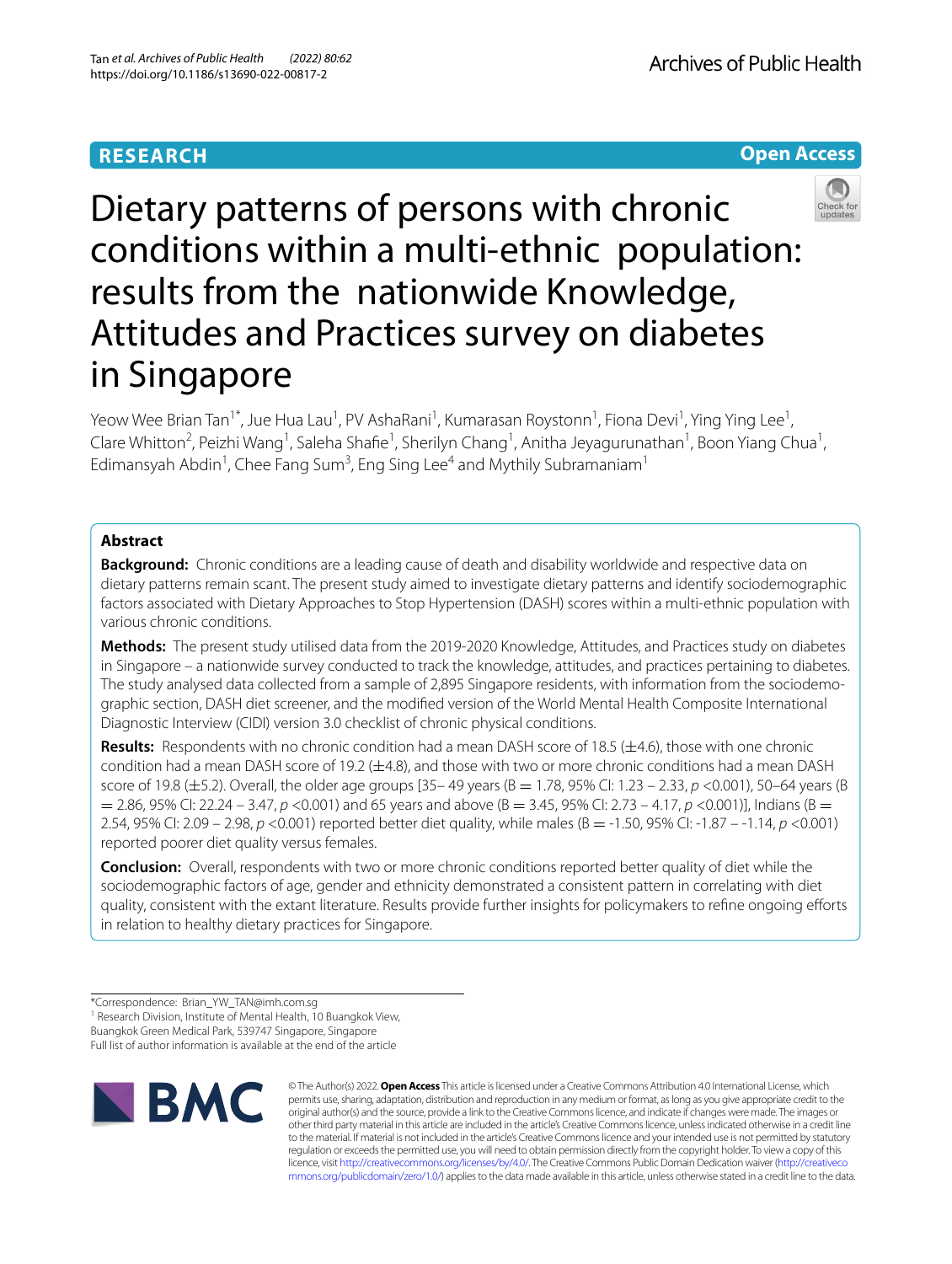RESEARCH

Open Access

# Dietary patterns of persons with chronic conditions within a multi-ethnic population: results from the nationwide Knowledge, Attitudes and Practices survey on diabetes in Singapore

Yeow Wee Brian Tan[1*], Jue Hua Lau[1], PV AshaRani[1], Kumarasan Roystonn[1], Fiona Devi[1], Ying Ying Lee[1], Clare Whitton[2], Peizhi Wang[1], Saleha Shafie[1], Sherilyn Chang[1], Anitha Jeyagurunathan[1], Boon Yiang Chua[1], Edimansyah Abdin[1], Chee Fang Sum[3], Eng Sing Lee[4] and Mythily Subramaniam[1]

## Abstract

**Background:** Chronic conditions are a leading cause of death and disability worldwide and respective data on dietary patterns remain scant. The present study aimed to investigate dietary patterns and identify sociodemographic factors associated with Dietary Approaches to Stop Hypertension (DASH) scores within a multi-ethnic population with various chronic conditions.

**Methods:** The present study utilised data from the 2019-2020 Knowledge, Attitudes, and Practices study on diabetes in Singapore – a nationwide survey conducted to track the knowledge, attitudes, and practices pertaining to diabetes. The study analysed data collected from a sample of 2,895 Singapore residents, with information from the sociodemographic section, DASH diet screener, and the modified version of the World Mental Health Composite International Diagnostic Interview (CIDI) version 3.0 checklist of chronic physical conditions.

**Results:** Respondents with no chronic condition had a mean DASH score of 18.5 (±4.6), those with one chronic condition had a mean DASH score of 19.2 (±4.8), and those with two or more chronic conditions had a mean DASH score of 19.8 (±5.2). Overall, the older age groups [35– 49 years (B = 1.78, 95% CI: 1.23 – 2.33, $p$ <0.001), 50–64 years (B = 2.86, 95% CI: 22.24 – 3.47, $p$ <0.001) and 65 years and above (B = 3.45, 95% CI: 2.73 – 4.17, $p$ <0.001)], Indians (B = 2.54, 95% CI: 2.09 – 2.98, $p$ <0.001) reported better diet quality, while males (B = -1.50, 95% CI: -1.87 – -1.14, $p$ <0.001) reported poorer diet quality versus females.

**Conclusion:** Overall, respondents with two or more chronic conditions reported better quality of diet while the sociodemographic factors of age, gender and ethnicity demonstrated a consistent pattern in correlating with diet quality, consistent with the extant literature. Results provide further insights for policymakers to refine ongoing efforts in relation to healthy dietary practices for Singapore.

*Correspondence: Brian_YW_TAN@imh.com.sg
[1] Research Division, Institute of Mental Health, 10 Buangkok View, Buangkok Green Medical Park, 539747 Singapore, Singapore
Full list of author information is available at the end of the article

© The Author(s) 2022. **Open Access** This article is licensed under a Creative Commons Attribution 4.0 International License, which permits use, sharing, adaptation, distribution and reproduction in any medium or format, as long as you give appropriate credit to the original author(s) and the source, provide a link to the Creative Commons licence, and indicate if changes were made. The images or other third party material in this article are included in the article's Creative Commons licence, unless indicated otherwise in a credit line to the material. If material is not included in the article's Creative Commons licence and your intended use is not permitted by statutory regulation or exceeds the permitted use, you will need to obtain permission directly from the copyright holder. To view a copy of this licence, visit http://creativecommons.org/licenses/by/4.0/. The Creative Commons Public Domain Dedication waiver (http://creativecommons.org/publicdomain/zero/1.0/) applies to the data made available in this article, unless otherwise stated in a credit line to the data.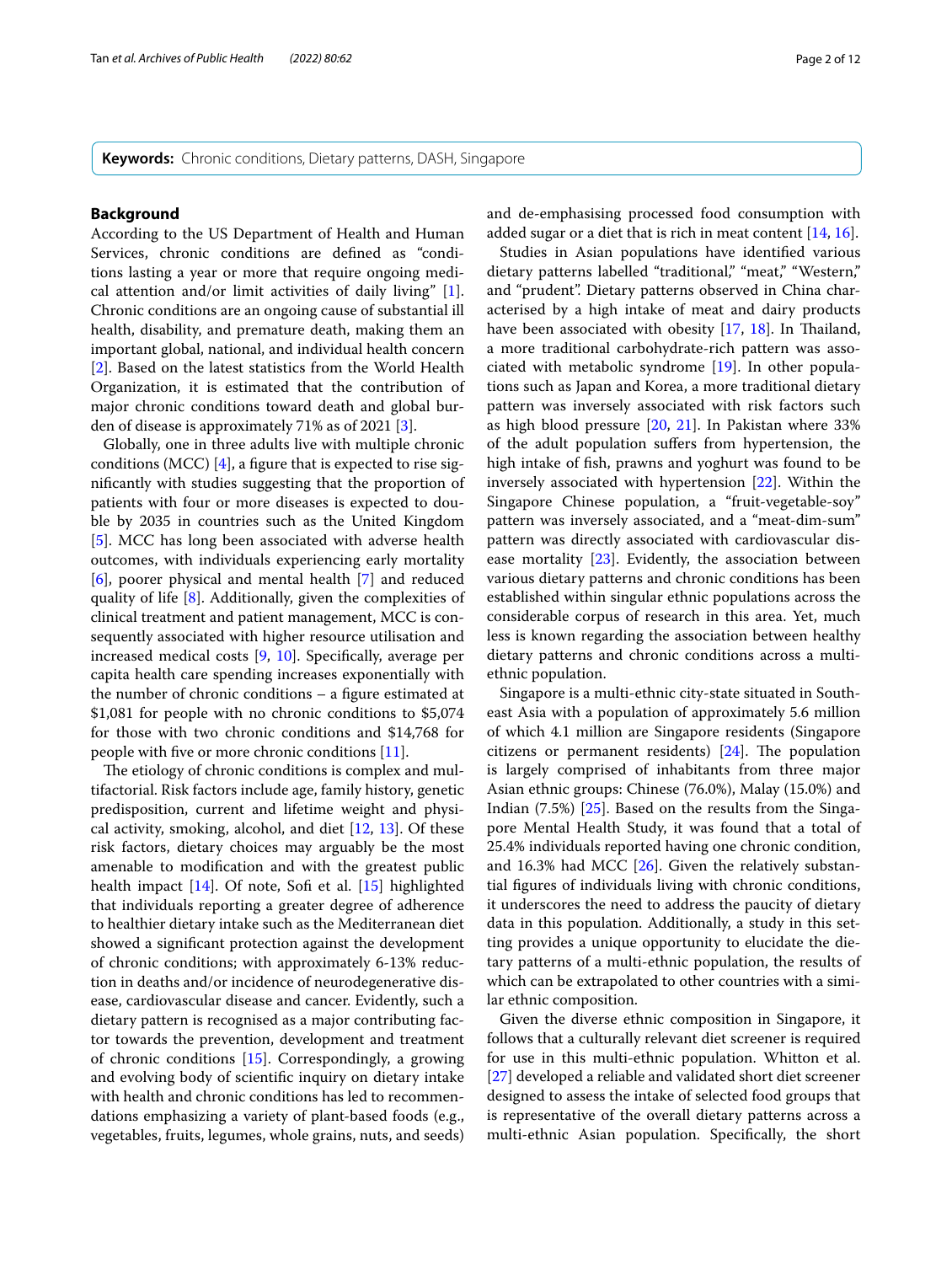**Keywords:** Chronic conditions, Dietary patterns, DASH, Singapore

## Background

According to the US Department of Health and Human Services, chronic conditions are defined as "conditions lasting a year or more that require ongoing medical attention and/or limit activities of daily living" [1]. Chronic conditions are an ongoing cause of substantial ill health, disability, and premature death, making them an important global, national, and individual health concern [2]. Based on the latest statistics from the World Health Organization, it is estimated that the contribution of major chronic conditions toward death and global burden of disease is approximately 71% as of 2021 [3].

Globally, one in three adults live with multiple chronic conditions (MCC) [4], a figure that is expected to rise significantly with studies suggesting that the proportion of patients with four or more diseases is expected to double by 2035 in countries such as the United Kingdom [5]. MCC has long been associated with adverse health outcomes, with individuals experiencing early mortality [6], poorer physical and mental health [7] and reduced quality of life [8]. Additionally, given the complexities of clinical treatment and patient management, MCC is consequently associated with higher resource utilisation and increased medical costs [9, 10]. Specifically, average per capita health care spending increases exponentially with the number of chronic conditions – a figure estimated at $1,081 for people with no chronic conditions to $5,074 for those with two chronic conditions and $14,768 for people with five or more chronic conditions [11].

The etiology of chronic conditions is complex and multifactorial. Risk factors include age, family history, genetic predisposition, current and lifetime weight and physical activity, smoking, alcohol, and diet [12, 13]. Of these risk factors, dietary choices may arguably be the most amenable to modification and with the greatest public health impact [14]. Of note, Sofi et al. [15] highlighted that individuals reporting a greater degree of adherence to healthier dietary intake such as the Mediterranean diet showed a significant protection against the development of chronic conditions; with approximately 6-13% reduction in deaths and/or incidence of neurodegenerative disease, cardiovascular disease and cancer. Evidently, such a dietary pattern is recognised as a major contributing factor towards the prevention, development and treatment of chronic conditions [15]. Correspondingly, a growing and evolving body of scientific inquiry on dietary intake with health and chronic conditions has led to recommendations emphasizing a variety of plant-based foods (e.g., vegetables, fruits, legumes, whole grains, nuts, and seeds) and de-emphasising processed food consumption with added sugar or a diet that is rich in meat content [14, 16].

Studies in Asian populations have identified various dietary patterns labelled "traditional," "meat," "Western," and "prudent". Dietary patterns observed in China characterised by a high intake of meat and dairy products have been associated with obesity [17, 18]. In Thailand, a more traditional carbohydrate-rich pattern was associated with metabolic syndrome [19]. In other populations such as Japan and Korea, a more traditional dietary pattern was inversely associated with risk factors such as high blood pressure [20, 21]. In Pakistan where 33% of the adult population suffers from hypertension, the high intake of fish, prawns and yoghurt was found to be inversely associated with hypertension [22]. Within the Singapore Chinese population, a "fruit-vegetable-soy" pattern was inversely associated, and a "meat-dim-sum" pattern was directly associated with cardiovascular disease mortality [23]. Evidently, the association between various dietary patterns and chronic conditions has been established within singular ethnic populations across the considerable corpus of research in this area. Yet, much less is known regarding the association between healthy dietary patterns and chronic conditions across a multi-ethnic population.

Singapore is a multi-ethnic city-state situated in Southeast Asia with a population of approximately 5.6 million of which 4.1 million are Singapore residents (Singapore citizens or permanent residents) [24]. The population is largely comprised of inhabitants from three major Asian ethnic groups: Chinese (76.0%), Malay (15.0%) and Indian (7.5%) [25]. Based on the results from the Singapore Mental Health Study, it was found that a total of 25.4% individuals reported having one chronic condition, and 16.3% had MCC [26]. Given the relatively substantial figures of individuals living with chronic conditions, it underscores the need to address the paucity of dietary data in this population. Additionally, a study in this setting provides a unique opportunity to elucidate the dietary patterns of a multi-ethnic population, the results of which can be extrapolated to other countries with a similar ethnic composition.

Given the diverse ethnic composition in Singapore, it follows that a culturally relevant diet screener is required for use in this multi-ethnic population. Whitton et al. [27] developed a reliable and validated short diet screener designed to assess the intake of selected food groups that is representative of the overall dietary patterns across a multi-ethnic Asian population. Specifically, the short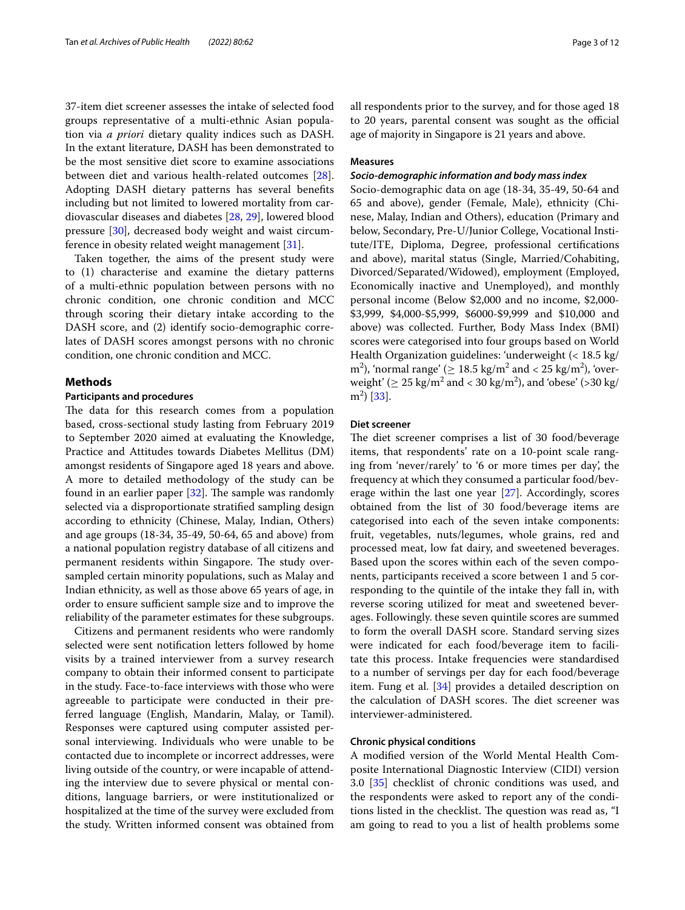37-item diet screener assesses the intake of selected food groups representative of a multi-ethnic Asian population via *a priori* dietary quality indices such as DASH. In the extant literature, DASH has been demonstrated to be the most sensitive diet score to examine associations between diet and various health-related outcomes [28]. Adopting DASH dietary patterns has several benefits including but not limited to lowered mortality from cardiovascular diseases and diabetes [28, 29], lowered blood pressure [30], decreased body weight and waist circumference in obesity related weight management [31].

Taken together, the aims of the present study were to (1) characterise and examine the dietary patterns of a multi-ethnic population between persons with no chronic condition, one chronic condition and MCC through scoring their dietary intake according to the DASH score, and (2) identify socio-demographic correlates of DASH scores amongst persons with no chronic condition, one chronic condition and MCC.

## Methods

### Participants and procedures

The data for this research comes from a population based, cross-sectional study lasting from February 2019 to September 2020 aimed at evaluating the Knowledge, Practice and Attitudes towards Diabetes Mellitus (DM) amongst residents of Singapore aged 18 years and above. A more to detailed methodology of the study can be found in an earlier paper [32]. The sample was randomly selected via a disproportionate stratified sampling design according to ethnicity (Chinese, Malay, Indian, Others) and age groups (18-34, 35-49, 50-64, 65 and above) from a national population registry database of all citizens and permanent residents within Singapore. The study oversampled certain minority populations, such as Malay and Indian ethnicity, as well as those above 65 years of age, in order to ensure sufficient sample size and to improve the reliability of the parameter estimates for these subgroups.

Citizens and permanent residents who were randomly selected were sent notification letters followed by home visits by a trained interviewer from a survey research company to obtain their informed consent to participate in the study. Face-to-face interviews with those who were agreeable to participate were conducted in their preferred language (English, Mandarin, Malay, or Tamil). Responses were captured using computer assisted personal interviewing. Individuals who were unable to be contacted due to incomplete or incorrect addresses, were living outside of the country, or were incapable of attending the interview due to severe physical or mental conditions, language barriers, or were institutionalized or hospitalized at the time of the survey were excluded from the study. Written informed consent was obtained from all respondents prior to the survey, and for those aged 18 to 20 years, parental consent was sought as the official age of majority in Singapore is 21 years and above.

### Measures

#### *Socio-demographic information and body mass index*

Socio-demographic data on age (18-34, 35-49, 50-64 and 65 and above), gender (Female, Male), ethnicity (Chinese, Malay, Indian and Others), education (Primary and below, Secondary, Pre-U/Junior College, Vocational Institute/ITE, Diploma, Degree, professional certifications and above), marital status (Single, Married/Cohabiting, Divorced/Separated/Widowed), employment (Employed, Economically inactive and Unemployed), and monthly personal income (Below \$2,000 and no income, \$2,000-\$3,999, \$4,000-\$5,999, \$6000-\$9,999 and \$10,000 and above) was collected. Further, Body Mass Index (BMI) scores were categorised into four groups based on World Health Organization guidelines: 'underweight ($< 18.5$ kg/m$^2$), 'normal range' ($\geq 18.5$ kg/m$^2$ and $< 25$ kg/m$^2$), 'overweight' ($\geq 25$ kg/m$^2$ and $< 30$ kg/m$^2$), and 'obese' ($>30$ kg/m$^2$) [33].

### Diet screener

The diet screener comprises a list of 30 food/beverage items, that respondents' rate on a 10-point scale ranging from 'never/rarely' to '6 or more times per day', the frequency at which they consumed a particular food/beverage within the last one year [27]. Accordingly, scores obtained from the list of 30 food/beverage items are categorised into each of the seven intake components: fruit, vegetables, nuts/legumes, whole grains, red and processed meat, low fat dairy, and sweetened beverages. Based upon the scores within each of the seven components, participants received a score between 1 and 5 corresponding to the quintile of the intake they fall in, with reverse scoring utilized for meat and sweetened beverages. Followingly. these seven quintile scores are summed to form the overall DASH score. Standard serving sizes were indicated for each food/beverage item to facilitate this process. Intake frequencies were standardised to a number of servings per day for each food/beverage item. Fung et al. [34] provides a detailed description on the calculation of DASH scores. The diet screener was interviewer-administered.

### Chronic physical conditions

A modified version of the World Mental Health Composite International Diagnostic Interview (CIDI) version 3.0 [35] checklist of chronic conditions was used, and the respondents were asked to report any of the conditions listed in the checklist. The question was read as, "I am going to read to you a list of health problems some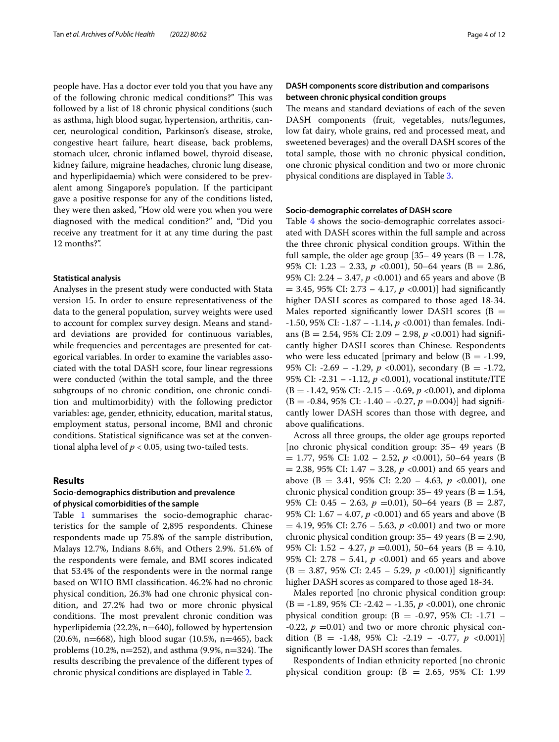people have. Has a doctor ever told you that you have any of the following chronic medical conditions?" This was followed by a list of 18 chronic physical conditions (such as asthma, high blood sugar, hypertension, arthritis, cancer, neurological condition, Parkinson's disease, stroke, congestive heart failure, heart disease, back problems, stomach ulcer, chronic inflamed bowel, thyroid disease, kidney failure, migraine headaches, chronic lung disease, and hyperlipidaemia) which were considered to be prevalent among Singapore's population. If the participant gave a positive response for any of the conditions listed, they were then asked, "How old were you when you were diagnosed with the medical condition?" and, "Did you receive any treatment for it at any time during the past 12 months?".

#### Statistical analysis

Analyses in the present study were conducted with Stata version 15. In order to ensure representativeness of the data to the general population, survey weights were used to account for complex survey design. Means and standard deviations are provided for continuous variables, while frequencies and percentages are presented for categorical variables. In order to examine the variables associated with the total DASH score, four linear regressions were conducted (within the total sample, and the three subgroups of no chronic condition, one chronic condition and multimorbidity) with the following predictor variables: age, gender, ethnicity, education, marital status, employment status, personal income, BMI and chronic conditions. Statistical significance was set at the conventional alpha level of $p < 0.05$, using two-tailed tests.

## Results

### Socio-demographics distribution and prevalence of physical comorbidities of the sample

Table 1 summarises the socio-demographic characteristics for the sample of 2,895 respondents. Chinese respondents made up 75.8% of the sample distribution, Malays 12.7%, Indians 8.6%, and Others 2.9%. 51.6% of the respondents were female, and BMI scores indicated that 53.4% of the respondents were in the normal range based on WHO BMI classification. 46.2% had no chronic physical condition, 26.3% had one chronic physical condition, and 27.2% had two or more chronic physical conditions. The most prevalent chronic condition was hyperlipidemia (22.2%, n=640), followed by hypertension (20.6%, n=668), high blood sugar (10.5%, n=465), back problems (10.2%, n=252), and asthma (9.9%, n=324). The results describing the prevalence of the different types of chronic physical conditions are displayed in Table 2.

### DASH components score distribution and comparisons between chronic physical condition groups

The means and standard deviations of each of the seven DASH components (fruit, vegetables, nuts/legumes, low fat dairy, whole grains, red and processed meat, and sweetened beverages) and the overall DASH scores of the total sample, those with no chronic physical condition, one chronic physical condition and two or more chronic physical conditions are displayed in Table 3.

### Socio-demographic correlates of DASH score

Table 4 shows the socio-demographic correlates associated with DASH scores within the full sample and across the three chronic physical condition groups. Within the full sample, the older age group [35– 49 years (B = 1.78, 95% CI: 1.23 – 2.33, $p$ <0.001), 50–64 years (B = 2.86, 95% CI: 2.24 – 3.47, $p$ <0.001) and 65 years and above (B = 3.45, 95% CI: 2.73 – 4.17, $p$ <0.001)] had significantly higher DASH scores as compared to those aged 18-34. Males reported significantly lower DASH scores (B = -1.50, 95% CI: -1.87 – -1.14, $p$ <0.001) than females. Indians (B = 2.54, 95% CI: 2.09 – 2.98, $p$ <0.001) had significantly higher DASH scores than Chinese. Respondents who were less educated [primary and below (B = -1.99, 95% CI: -2.69 – -1.29, $p$ <0.001), secondary (B = -1.72, 95% CI: -2.31 – -1.12, $p$ <0.001), vocational institute/ITE (B = -1.42, 95% CI: -2.15 – -0.69, $p$ <0.001), and diploma (B = -0.84, 95% CI: -1.40 – -0.27, $p$ =0.004)] had significantly lower DASH scores than those with degree, and above qualifications.

Across all three groups, the older age groups reported [no chronic physical condition group: 35– 49 years (B = 1.77, 95% CI: 1.02 – 2.52, $p$ <0.001), 50–64 years (B = 2.38, 95% CI: 1.47 – 3.28, $p$ <0.001) and 65 years and above (B = 3.41, 95% CI: 2.20 – 4.63, $p$ <0.001), one chronic physical condition group: 35– 49 years (B = 1.54, 95% CI: 0.45 – 2.63, $p$ =0.01), 50–64 years (B = 2.87, 95% CI: 1.67 – 4.07, $p$ <0.001) and 65 years and above (B = 4.19, 95% CI: 2.76 – 5.63, $p$ <0.001) and two or more chronic physical condition group: 35– 49 years (B = 2.90, 95% CI: 1.52 – 4.27, $p$ =0.001), 50–64 years (B = 4.10, 95% CI: 2.78 – 5.41, $p$ <0.001) and 65 years and above (B = 3.87, 95% CI: 2.45 – 5.29, $p$ <0.001)] significantly higher DASH scores as compared to those aged 18-34.

Males reported [no chronic physical condition group: (B = -1.89, 95% CI: -2.42 – -1.35, $p$ <0.001), one chronic physical condition group: (B = -0.97, 95% CI: -1.71 – -0.22, $p$ =0.01) and two or more chronic physical condition (B = -1.48, 95% CI: -2.19 – -0.77, $p$ <0.001)] significantly lower DASH scores than females.

Respondents of Indian ethnicity reported [no chronic physical condition group: (B = 2.65, 95% CI: 1.99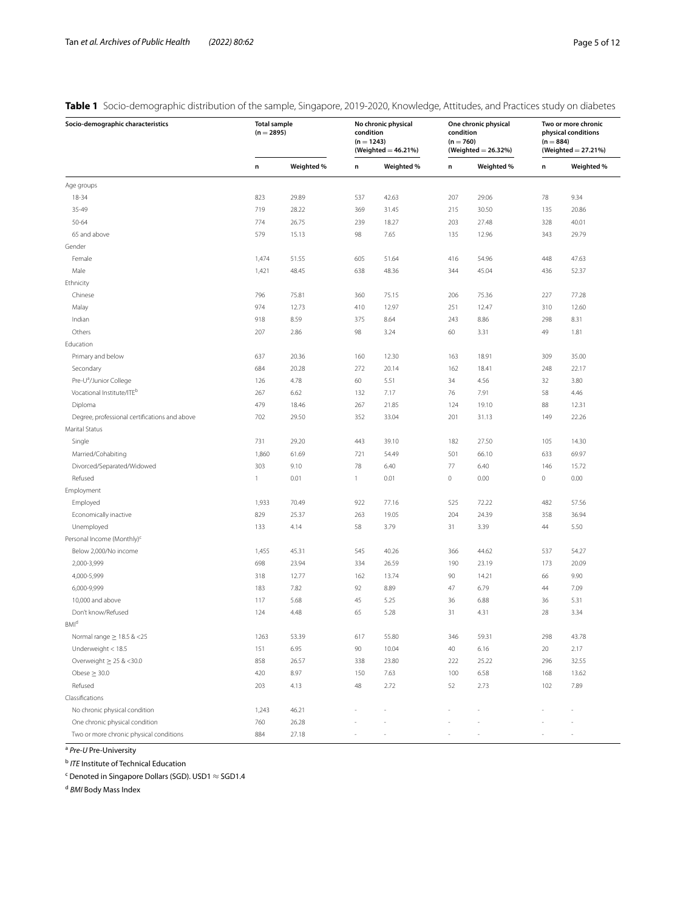**Table 1** Socio-demographic distribution of the sample, Singapore, 2019-2020, Knowledge, Attitudes, and Practices study on diabetes

| Socio-demographic characteristics | Total sample (n = 2895) | | No chronic physical condition (n = 1243) (Weighted = 46.21%) | | One chronic physical condition (n = 760) (Weighted = 26.32%) | | Two or more chronic physical conditions (n = 884) (Weighted = 27.21%) | |
|---|---|---|---|---|---|---|---|---|
| | n | Weighted % | n | Weighted % | n | Weighted % | n | Weighted % |
| Age groups | | | | | | | | |
| 18-34 | 823 | 29.89 | 537 | 42.63 | 207 | 29.06 | 78 | 9.34 |
| 35-49 | 719 | 28.22 | 369 | 31.45 | 215 | 30.50 | 135 | 20.86 |
| 50-64 | 774 | 26.75 | 239 | 18.27 | 203 | 27.48 | 328 | 40.01 |
| 65 and above | 579 | 15.13 | 98 | 7.65 | 135 | 12.96 | 343 | 29.79 |
| Gender | | | | | | | | |
| Female | 1,474 | 51.55 | 605 | 51.64 | 416 | 54.96 | 448 | 47.63 |
| Male | 1,421 | 48.45 | 638 | 48.36 | 344 | 45.04 | 436 | 52.37 |
| Ethnicity | | | | | | | | |
| Chinese | 796 | 75.81 | 360 | 75.15 | 206 | 75.36 | 227 | 77.28 |
| Malay | 974 | 12.73 | 410 | 12.97 | 251 | 12.47 | 310 | 12.60 |
| Indian | 918 | 8.59 | 375 | 8.64 | 243 | 8.86 | 298 | 8.31 |
| Others | 207 | 2.86 | 98 | 3.24 | 60 | 3.31 | 49 | 1.81 |
| Education | | | | | | | | |
| Primary and below | 637 | 20.36 | 160 | 12.30 | 163 | 18.91 | 309 | 35.00 |
| Secondary | 684 | 20.28 | 272 | 20.14 | 162 | 18.41 | 248 | 22.17 |
| Pre-U[a]/Junior College | 126 | 4.78 | 60 | 5.51 | 34 | 4.56 | 32 | 3.80 |
| Vocational Institute/ITE[b] | 267 | 6.62 | 132 | 7.17 | 76 | 7.91 | 58 | 4.46 |
| Diploma | 479 | 18.46 | 267 | 21.85 | 124 | 19.10 | 88 | 12.31 |
| Degree, professional certifications and above | 702 | 29.50 | 352 | 33.04 | 201 | 31.13 | 149 | 22.26 |
| Marital Status | | | | | | | | |
| Single | 731 | 29.20 | 443 | 39.10 | 182 | 27.50 | 105 | 14.30 |
| Married/Cohabiting | 1,860 | 61.69 | 721 | 54.49 | 501 | 66.10 | 633 | 69.97 |
| Divorced/Separated/Widowed | 303 | 9.10 | 78 | 6.40 | 77 | 6.40 | 146 | 15.72 |
| Refused | 1 | 0.01 | 1 | 0.01 | 0 | 0.00 | 0 | 0.00 |
| Employment | | | | | | | | |
| Employed | 1,933 | 70.49 | 922 | 77.16 | 525 | 72.22 | 482 | 57.56 |
| Economically inactive | 829 | 25.37 | 263 | 19.05 | 204 | 24.39 | 358 | 36.94 |
| Unemployed | 133 | 4.14 | 58 | 3.79 | 31 | 3.39 | 44 | 5.50 |
| Personal Income (Monthly)[c] | | | | | | | | |
| Below 2,000/No income | 1,455 | 45.31 | 545 | 40.26 | 366 | 44.62 | 537 | 54.27 |
| 2,000-3,999 | 698 | 23.94 | 334 | 26.59 | 190 | 23.19 | 173 | 20.09 |
| 4,000-5,999 | 318 | 12.77 | 162 | 13.74 | 90 | 14.21 | 66 | 9.90 |
| 6,000-9,999 | 183 | 7.82 | 92 | 8.89 | 47 | 6.79 | 44 | 7.09 |
| 10,000 and above | 117 | 5.68 | 45 | 5.25 | 36 | 6.88 | 36 | 5.31 |
| Don't know/Refused | 124 | 4.48 | 65 | 5.28 | 31 | 4.31 | 28 | 3.34 |
| BMI[d] | | | | | | | | |
| Normal range ≥ 18.5 & <25 | 1263 | 53.39 | 617 | 55.80 | 346 | 59.31 | 298 | 43.78 |
| Underweight < 18.5 | 151 | 6.95 | 90 | 10.04 | 40 | 6.16 | 20 | 2.17 |
| Overweight ≥ 25 & <30.0 | 858 | 26.57 | 338 | 23.80 | 222 | 25.22 | 296 | 32.55 |
| Obese ≥ 30.0 | 420 | 8.97 | 150 | 7.63 | 100 | 6.58 | 168 | 13.62 |
| Refused | 203 | 4.13 | 48 | 2.72 | 52 | 2.73 | 102 | 7.89 |
| Classifications | | | | | | | | |
| No chronic physical condition | 1,243 | 46.21 | - | - | - | - | - | - |
| One chronic physical condition | 760 | 26.28 | - | - | - | - | - | - |
| Two or more chronic physical conditions | 884 | 27.18 | - | - | - | - | - | - |

[a] *Pre-U* Pre-University

[b] *ITE* Institute of Technical Education

[c] Denoted in Singapore Dollars (SGD). USD1 ≈ SGD1.4

[d] *BMI* Body Mass Index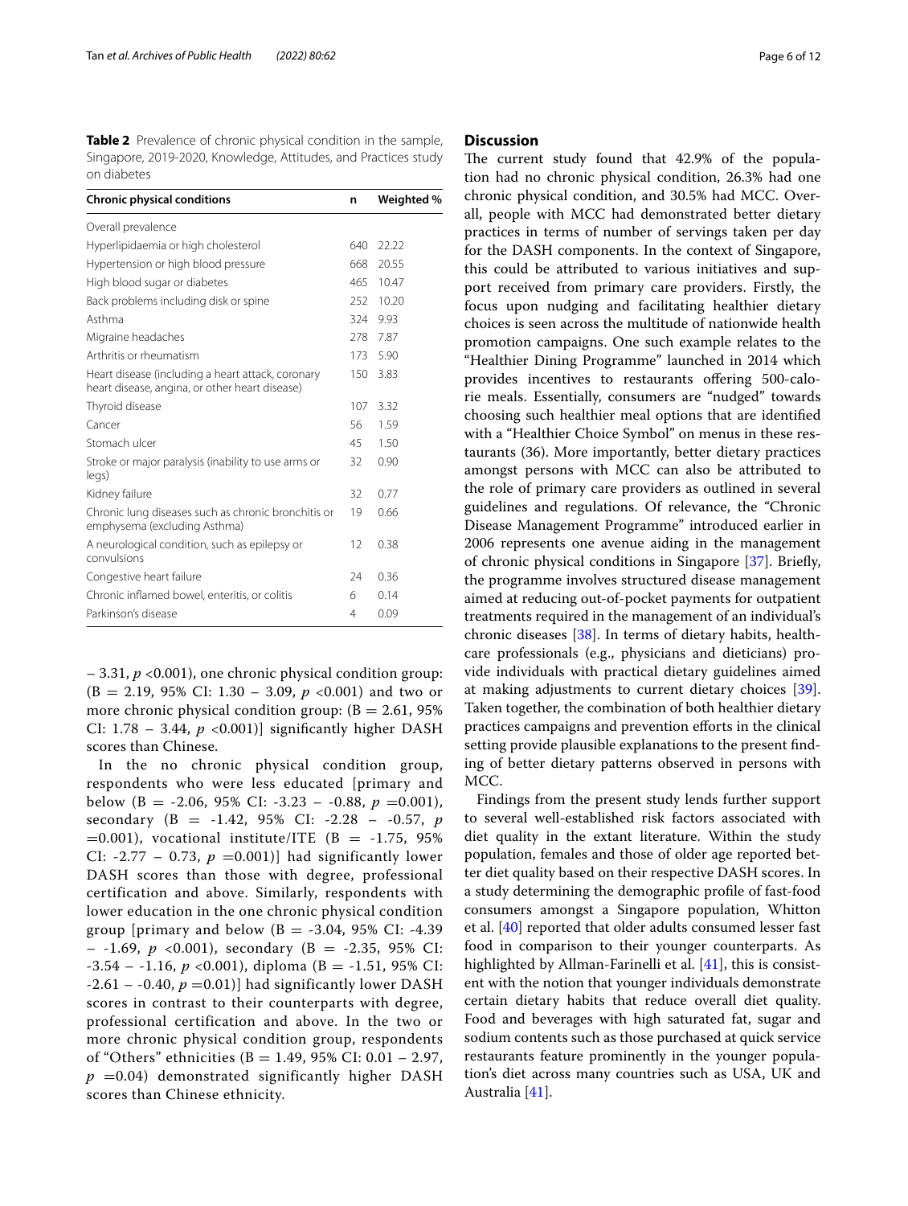**Table 2** Prevalence of chronic physical condition in the sample, Singapore, 2019-2020, Knowledge, Attitudes, and Practices study on diabetes

| Chronic physical conditions | n | Weighted % |
|---|---|---|
| Overall prevalence | | |
| Hyperlipidaemia or high cholesterol | 640 | 22.22 |
| Hypertension or high blood pressure | 668 | 20.55 |
| High blood sugar or diabetes | 465 | 10.47 |
| Back problems including disk or spine | 252 | 10.20 |
| Asthma | 324 | 9.93 |
| Migraine headaches | 278 | 7.87 |
| Arthritis or rheumatism | 173 | 5.90 |
| Heart disease (including a heart attack, coronary heart disease, angina, or other heart disease) | 150 | 3.83 |
| Thyroid disease | 107 | 3.32 |
| Cancer | 56 | 1.59 |
| Stomach ulcer | 45 | 1.50 |
| Stroke or major paralysis (inability to use arms or legs) | 32 | 0.90 |
| Kidney failure | 32 | 0.77 |
| Chronic lung diseases such as chronic bronchitis or emphysema (excluding Asthma) | 19 | 0.66 |
| A neurological condition, such as epilepsy or convulsions | 12 | 0.38 |
| Congestive heart failure | 24 | 0.36 |
| Chronic inflamed bowel, enteritis, or colitis | 6 | 0.14 |
| Parkinson's disease | 4 | 0.09 |

– 3.31, $p$ <0.001), one chronic physical condition group: (B = 2.19, 95% CI: 1.30 – 3.09, $p$ <0.001) and two or more chronic physical condition group: (B = 2.61, 95% CI: 1.78 – 3.44, $p$ <0.001)] significantly higher DASH scores than Chinese.

In the no chronic physical condition group, respondents who were less educated [primary and below (B = -2.06, 95% CI: -3.23 – -0.88, $p$ =0.001), secondary (B = -1.42, 95% CI: -2.28 – -0.57, $p$ =0.001), vocational institute/ITE (B = -1.75, 95% CI: -2.77 – 0.73, $p$ =0.001)] had significantly lower DASH scores than those with degree, professional certification and above. Similarly, respondents with lower education in the one chronic physical condition group [primary and below (B = -3.04, 95% CI: -4.39 – -1.69, $p$ <0.001), secondary (B = -2.35, 95% CI: -3.54 – -1.16, $p$ <0.001), diploma (B = -1.51, 95% CI: -2.61 – -0.40, $p$ =0.01)] had significantly lower DASH scores in contrast to their counterparts with degree, professional certification and above. In the two or more chronic physical condition group, respondents of "Others" ethnicities (B = 1.49, 95% CI: 0.01 – 2.97, $p$ =0.04) demonstrated significantly higher DASH scores than Chinese ethnicity.

## Discussion

The current study found that 42.9% of the population had no chronic physical condition, 26.3% had one chronic physical condition, and 30.5% had MCC. Overall, people with MCC had demonstrated better dietary practices in terms of number of servings taken per day for the DASH components. In the context of Singapore, this could be attributed to various initiatives and support received from primary care providers. Firstly, the focus upon nudging and facilitating healthier dietary choices is seen across the multitude of nationwide health promotion campaigns. One such example relates to the "Healthier Dining Programme" launched in 2014 which provides incentives to restaurants offering 500-calorie meals. Essentially, consumers are "nudged" towards choosing such healthier meal options that are identified with a "Healthier Choice Symbol" on menus in these restaurants (36). More importantly, better dietary practices amongst persons with MCC can also be attributed to the role of primary care providers as outlined in several guidelines and regulations. Of relevance, the "Chronic Disease Management Programme" introduced earlier in 2006 represents one avenue aiding in the management of chronic physical conditions in Singapore [37]. Briefly, the programme involves structured disease management aimed at reducing out-of-pocket payments for outpatient treatments required in the management of an individual's chronic diseases [38]. In terms of dietary habits, healthcare professionals (e.g., physicians and dieticians) provide individuals with practical dietary guidelines aimed at making adjustments to current dietary choices [39]. Taken together, the combination of both healthier dietary practices campaigns and prevention efforts in the clinical setting provide plausible explanations to the present finding of better dietary patterns observed in persons with MCC.

Findings from the present study lends further support to several well-established risk factors associated with diet quality in the extant literature. Within the study population, females and those of older age reported better diet quality based on their respective DASH scores. In a study determining the demographic profile of fast-food consumers amongst a Singapore population, Whitton et al. [40] reported that older adults consumed lesser fast food in comparison to their younger counterparts. As highlighted by Allman-Farinelli et al. [41], this is consistent with the notion that younger individuals demonstrate certain dietary habits that reduce overall diet quality. Food and beverages with high saturated fat, sugar and sodium contents such as those purchased at quick service restaurants feature prominently in the younger population's diet across many countries such as USA, UK and Australia [41].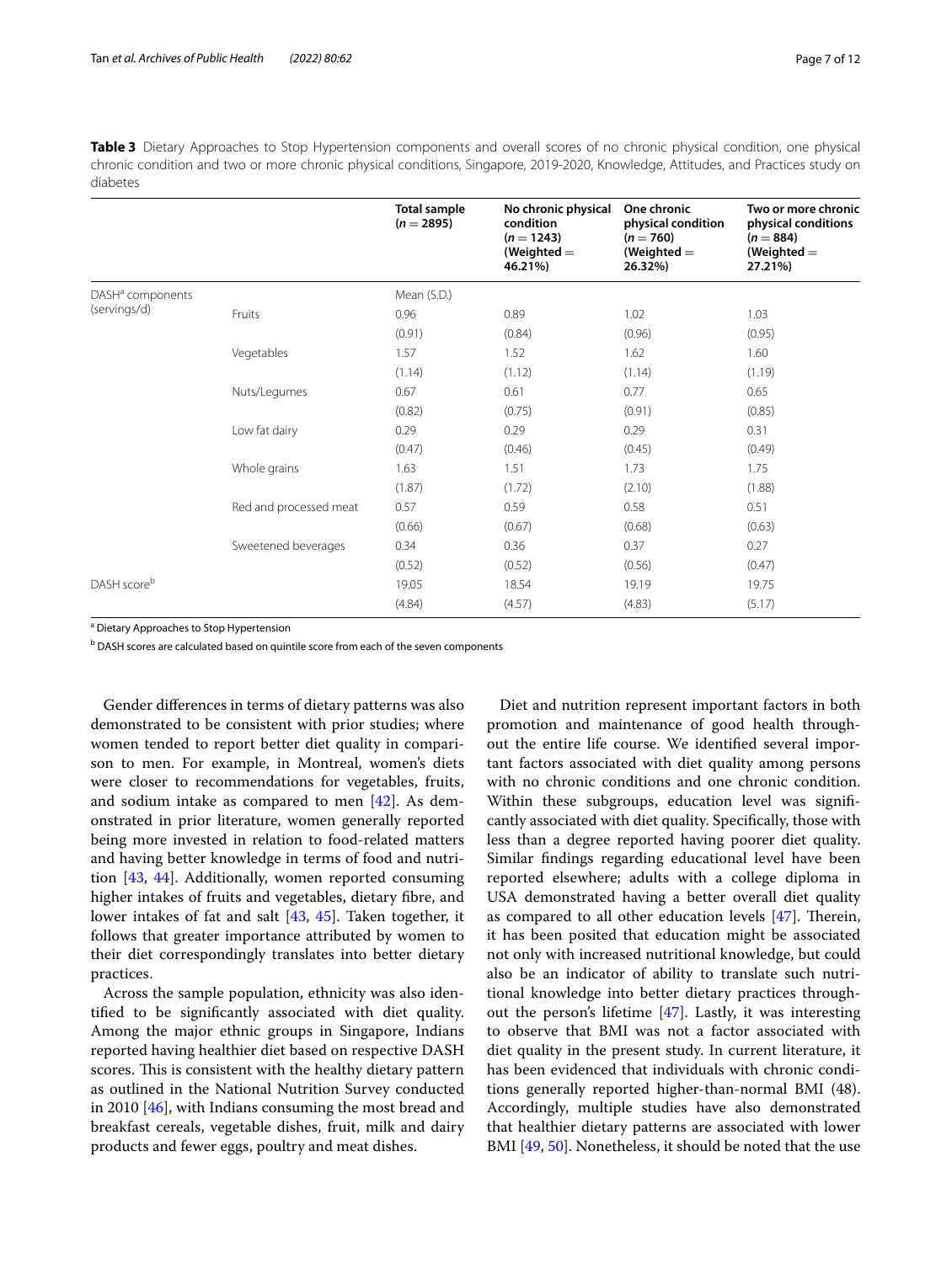**Table 3** Dietary Approaches to Stop Hypertension components and overall scores of no chronic physical condition, one physical chronic condition and two or more chronic physical conditions, Singapore, 2019-2020, Knowledge, Attitudes, and Practices study on diabetes

| | | Total sample ($n = 2895$) | No chronic physical condition ($n = 1243$) (Weighted = 46.21%) | One chronic physical condition ($n = 760$) (Weighted = 26.32%) | Two or more chronic physical conditions ($n = 884$) (Weighted = 27.21%) |
|---|---|---|---|---|---|
| DASH[a] components (servings/d) | | Mean (S.D.) | | | |
| | Fruits | 0.96 (0.91) | 0.89 (0.84) | 1.02 (0.96) | 1.03 (0.95) |
| | Vegetables | 1.57 (1.14) | 1.52 (1.12) | 1.62 (1.14) | 1.60 (1.19) |
| | Nuts/Legumes | 0.67 (0.82) | 0.61 (0.75) | 0.77 (0.91) | 0.65 (0.85) |
| | Low fat dairy | 0.29 (0.47) | 0.29 (0.46) | 0.29 (0.45) | 0.31 (0.49) |
| | Whole grains | 1.63 (1.87) | 1.51 (1.72) | 1.73 (2.10) | 1.75 (1.88) |
| | Red and processed meat | 0.57 (0.66) | 0.59 (0.67) | 0.58 (0.68) | 0.51 (0.63) |
| | Sweetened beverages | 0.34 (0.52) | 0.36 (0.52) | 0.37 (0.56) | 0.27 (0.47) |
| DASH score[b] | | 19.05 (4.84) | 18.54 (4.57) | 19.19 (4.83) | 19.75 (5.17) |

[a] Dietary Approaches to Stop Hypertension

[b] DASH scores are calculated based on quintile score from each of the seven components

Gender differences in terms of dietary patterns was also demonstrated to be consistent with prior studies; where women tended to report better diet quality in comparison to men. For example, in Montreal, women's diets were closer to recommendations for vegetables, fruits, and sodium intake as compared to men [42]. As demonstrated in prior literature, women generally reported being more invested in relation to food-related matters and having better knowledge in terms of food and nutrition [43, 44]. Additionally, women reported consuming higher intakes of fruits and vegetables, dietary fibre, and lower intakes of fat and salt [43, 45]. Taken together, it follows that greater importance attributed by women to their diet correspondingly translates into better dietary practices.

Across the sample population, ethnicity was also identified to be significantly associated with diet quality. Among the major ethnic groups in Singapore, Indians reported having healthier diet based on respective DASH scores. This is consistent with the healthy dietary pattern as outlined in the National Nutrition Survey conducted in 2010 [46], with Indians consuming the most bread and breakfast cereals, vegetable dishes, fruit, milk and dairy products and fewer eggs, poultry and meat dishes.

Diet and nutrition represent important factors in both promotion and maintenance of good health throughout the entire life course. We identified several important factors associated with diet quality among persons with no chronic conditions and one chronic condition. Within these subgroups, education level was significantly associated with diet quality. Specifically, those with less than a degree reported having poorer diet quality. Similar findings regarding educational level have been reported elsewhere; adults with a college diploma in USA demonstrated having a better overall diet quality as compared to all other education levels [47]. Therein, it has been posited that education might be associated not only with increased nutritional knowledge, but could also be an indicator of ability to translate such nutritional knowledge into better dietary practices throughout the person's lifetime [47]. Lastly, it was interesting to observe that BMI was not a factor associated with diet quality in the present study. In current literature, it has been evidenced that individuals with chronic conditions generally reported higher-than-normal BMI (48). Accordingly, multiple studies have also demonstrated that healthier dietary patterns are associated with lower BMI [49, 50]. Nonetheless, it should be noted that the use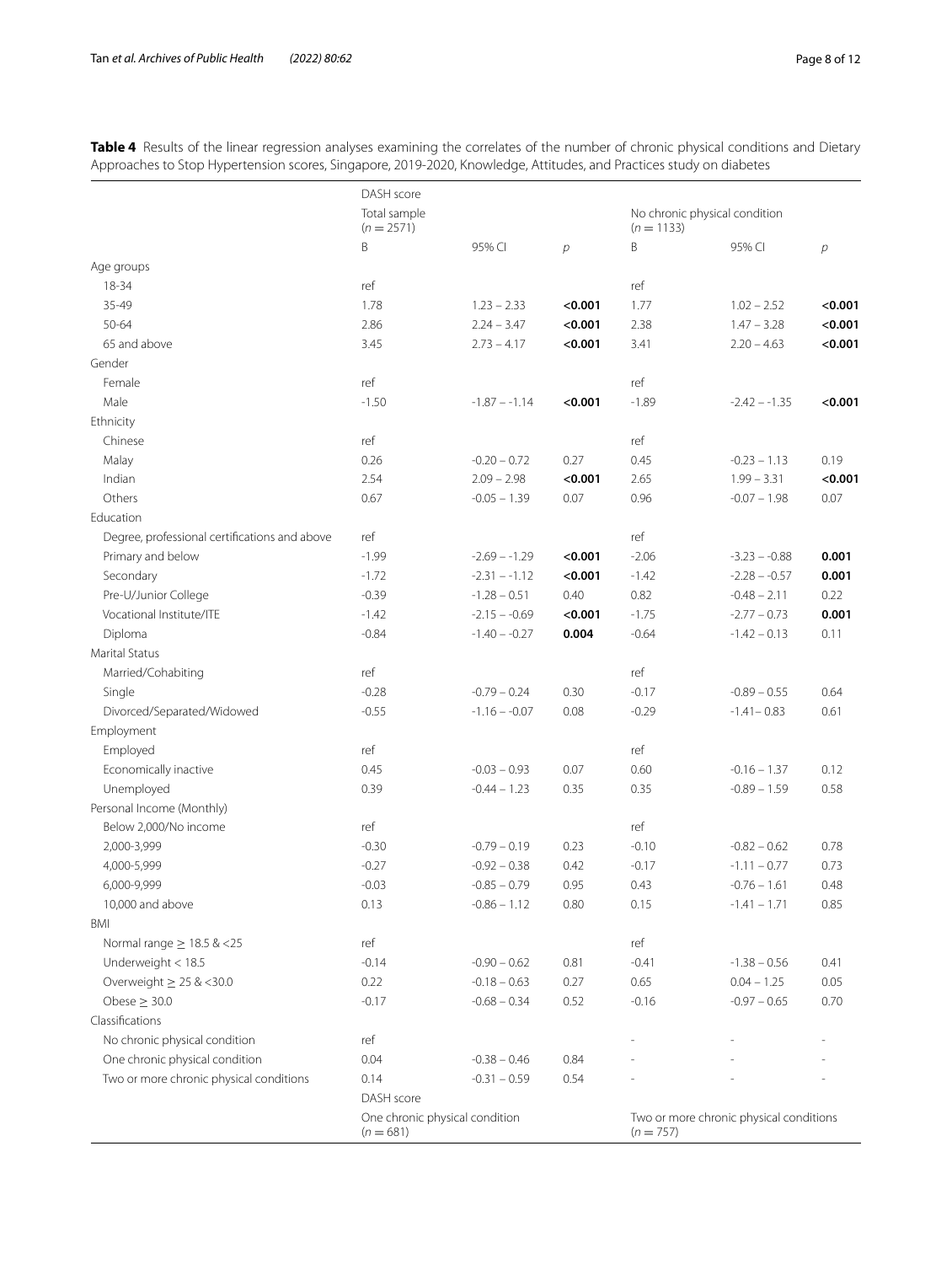**Table 4** Results of the linear regression analyses examining the correlates of the number of chronic physical conditions and Dietary Approaches to Stop Hypertension scores, Singapore, 2019-2020, Knowledge, Attitudes, and Practices study on diabetes

| | DASH score | | | | | |
|---|---|---|---|---|---|---|
| | Total sample ($n = 2571$) | | | No chronic physical condition ($n = 1133$) | | |
| | B | 95% CI | *p* | B | 95% CI | *p* |
| Age groups | | | | | | |
| 18-34 | ref | | | ref | | |
| 35-49 | 1.78 | 1.23 – 2.33 | **<0.001** | 1.77 | 1.02 – 2.52 | **<0.001** |
| 50-64 | 2.86 | 2.24 – 3.47 | **<0.001** | 2.38 | 1.47 – 3.28 | **<0.001** |
| 65 and above | 3.45 | 2.73 – 4.17 | **<0.001** | 3.41 | 2.20 – 4.63 | **<0.001** |
| Gender | | | | | | |
| Female | ref | | | ref | | |
| Male | -1.50 | -1.87 – -1.14 | **<0.001** | -1.89 | -2.42 – -1.35 | **<0.001** |
| Ethnicity | | | | | | |
| Chinese | ref | | | ref | | |
| Malay | 0.26 | -0.20 – 0.72 | 0.27 | 0.45 | -0.23 – 1.13 | 0.19 |
| Indian | 2.54 | 2.09 – 2.98 | **<0.001** | 2.65 | 1.99 – 3.31 | **<0.001** |
| Others | 0.67 | -0.05 – 1.39 | 0.07 | 0.96 | -0.07 – 1.98 | 0.07 |
| Education | | | | | | |
| Degree, professional certifications and above | ref | | | ref | | |
| Primary and below | -1.99 | -2.69 – -1.29 | **<0.001** | -2.06 | -3.23 – -0.88 | **0.001** |
| Secondary | -1.72 | -2.31 – -1.12 | **<0.001** | -1.42 | -2.28 – -0.57 | **0.001** |
| Pre-U/Junior College | -0.39 | -1.28 – 0.51 | 0.40 | 0.82 | -0.48 – 2.11 | 0.22 |
| Vocational Institute/ITE | -1.42 | -2.15 – -0.69 | **<0.001** | -1.75 | -2.77 – 0.73 | **0.001** |
| Diploma | -0.84 | -1.40 – -0.27 | **0.004** | -0.64 | -1.42 – 0.13 | 0.11 |
| Marital Status | | | | | | |
| Married/Cohabiting | ref | | | ref | | |
| Single | -0.28 | -0.79 – 0.24 | 0.30 | -0.17 | -0.89 – 0.55 | 0.64 |
| Divorced/Separated/Widowed | -0.55 | -1.16 – -0.07 | 0.08 | -0.29 | -1.41– 0.83 | 0.61 |
| Employment | | | | | | |
| Employed | ref | | | ref | | |
| Economically inactive | 0.45 | -0.03 – 0.93 | 0.07 | 0.60 | -0.16 – 1.37 | 0.12 |
| Unemployed | 0.39 | -0.44 – 1.23 | 0.35 | 0.35 | -0.89 – 1.59 | 0.58 |
| Personal Income (Monthly) | | | | | | |
| Below 2,000/No income | ref | | | ref | | |
| 2,000-3,999 | -0.30 | -0.79 – 0.19 | 0.23 | -0.10 | -0.82 – 0.62 | 0.78 |
| 4,000-5,999 | -0.27 | -0.92 – 0.38 | 0.42 | -0.17 | -1.11 – 0.77 | 0.73 |
| 6,000-9,999 | -0.03 | -0.85 – 0.79 | 0.95 | 0.43 | -0.76 – 1.61 | 0.48 |
| 10,000 and above | 0.13 | -0.86 – 1.12 | 0.80 | 0.15 | -1.41 – 1.71 | 0.85 |
| BMI | | | | | | |
| Normal range ≥ 18.5 & <25 | ref | | | ref | | |
| Underweight < 18.5 | -0.14 | -0.90 – 0.62 | 0.81 | -0.41 | -1.38 – 0.56 | 0.41 |
| Overweight ≥ 25 & <30.0 | 0.22 | -0.18 – 0.63 | 0.27 | 0.65 | 0.04 – 1.25 | 0.05 |
| Obese ≥ 30.0 | -0.17 | -0.68 – 0.34 | 0.52 | -0.16 | -0.97 – 0.65 | 0.70 |
| Classifications | | | | | | |
| No chronic physical condition | ref | | | - | - | - |
| One chronic physical condition | 0.04 | -0.38 – 0.46 | 0.84 | - | - | - |
| Two or more chronic physical conditions | 0.14 | -0.31 – 0.59 | 0.54 | - | - | - |
| | DASH score | | | | | |
| | One chronic physical condition ($n = 681$) | | | Two or more chronic physical conditions ($n = 757$) | | |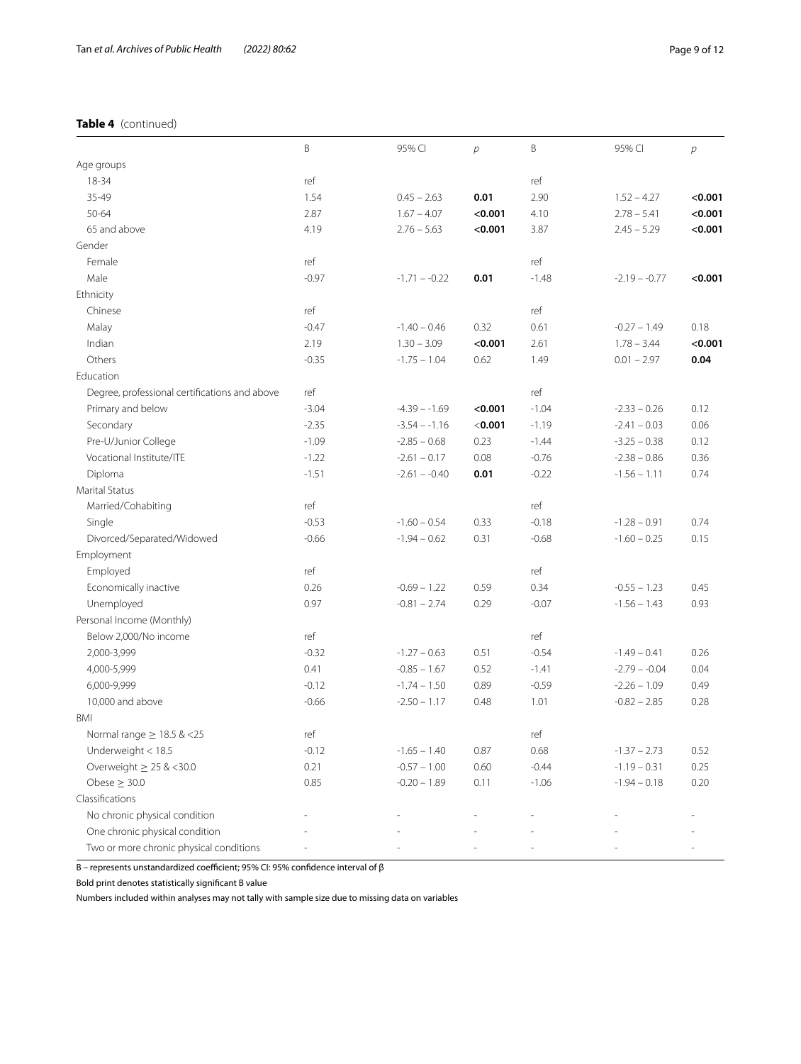**Table 4** (continued)

| | B | 95% CI | *p* | B | 95% CI | *p* |
|---|---|---|---|---|---|---|
| Age groups | | | | | | |
| 18-34 | ref | | | ref | | |
| 35-49 | 1.54 | 0.45 – 2.63 | **0.01** | 2.90 | 1.52 – 4.27 | **<0.001** |
| 50-64 | 2.87 | 1.67 – 4.07 | **<0.001** | 4.10 | 2.78 – 5.41 | **<0.001** |
| 65 and above | 4.19 | 2.76 – 5.63 | **<0.001** | 3.87 | 2.45 – 5.29 | **<0.001** |
| Gender | | | | | | |
| Female | ref | | | ref | | |
| Male | -0.97 | -1.71 – -0.22 | **0.01** | -1.48 | -2.19 – -0.77 | **<0.001** |
| Ethnicity | | | | | | |
| Chinese | ref | | | ref | | |
| Malay | -0.47 | -1.40 – 0.46 | 0.32 | 0.61 | -0.27 – 1.49 | 0.18 |
| Indian | 2.19 | 1.30 – 3.09 | **<0.001** | 2.61 | 1.78 – 3.44 | **<0.001** |
| Others | -0.35 | -1.75 – 1.04 | 0.62 | 1.49 | 0.01 – 2.97 | **0.04** |
| Education | | | | | | |
| Degree, professional certifications and above | ref | | | ref | | |
| Primary and below | -3.04 | -4.39 – -1.69 | **<0.001** | -1.04 | -2.33 – 0.26 | 0.12 |
| Secondary | -2.35 | -3.54 – -1.16 | **<0.001** | -1.19 | -2.41 – 0.03 | 0.06 |
| Pre-U/Junior College | -1.09 | -2.85 – 0.68 | 0.23 | -1.44 | -3.25 – 0.38 | 0.12 |
| Vocational Institute/ITE | -1.22 | -2.61 – 0.17 | 0.08 | -0.76 | -2.38 – 0.86 | 0.36 |
| Diploma | -1.51 | -2.61 – -0.40 | **0.01** | -0.22 | -1.56 – 1.11 | 0.74 |
| Marital Status | | | | | | |
| Married/Cohabiting | ref | | | ref | | |
| Single | -0.53 | -1.60 – 0.54 | 0.33 | -0.18 | -1.28 – 0.91 | 0.74 |
| Divorced/Separated/Widowed | -0.66 | -1.94 – 0.62 | 0.31 | -0.68 | -1.60 – 0.25 | 0.15 |
| Employment | | | | | | |
| Employed | ref | | | ref | | |
| Economically inactive | 0.26 | -0.69 – 1.22 | 0.59 | 0.34 | -0.55 – 1.23 | 0.45 |
| Unemployed | 0.97 | -0.81 – 2.74 | 0.29 | -0.07 | -1.56 – 1.43 | 0.93 |
| Personal Income (Monthly) | | | | | | |
| Below 2,000/No income | ref | | | ref | | |
| 2,000-3,999 | -0.32 | -1.27 – 0.63 | 0.51 | -0.54 | -1.49 – 0.41 | 0.26 |
| 4,000-5,999 | 0.41 | -0.85 – 1.67 | 0.52 | -1.41 | -2.79 – -0.04 | 0.04 |
| 6,000-9,999 | -0.12 | -1.74 – 1.50 | 0.89 | -0.59 | -2.26 – 1.09 | 0.49 |
| 10,000 and above | -0.66 | -2.50 – 1.17 | 0.48 | 1.01 | -0.82 – 2.85 | 0.28 |
| BMI | | | | | | |
| Normal range ≥ 18.5 & <25 | ref | | | ref | | |
| Underweight < 18.5 | -0.12 | -1.65 – 1.40 | 0.87 | 0.68 | -1.37 – 2.73 | 0.52 |
| Overweight ≥ 25 & <30.0 | 0.21 | -0.57 – 1.00 | 0.60 | -0.44 | -1.19 – 0.31 | 0.25 |
| Obese ≥ 30.0 | 0.85 | -0.20 – 1.89 | 0.11 | -1.06 | -1.94 – 0.18 | 0.20 |
| Classifications | | | | | | |
| No chronic physical condition | - | - | - | - | - | - |
| One chronic physical condition | - | - | - | - | - | - |
| Two or more chronic physical conditions | - | - | - | - | - | - |

B – represents unstandardized coefficient; 95% CI: 95% confidence interval of β

Bold print denotes statistically significant B value

Numbers included within analyses may not tally with sample size due to missing data on variables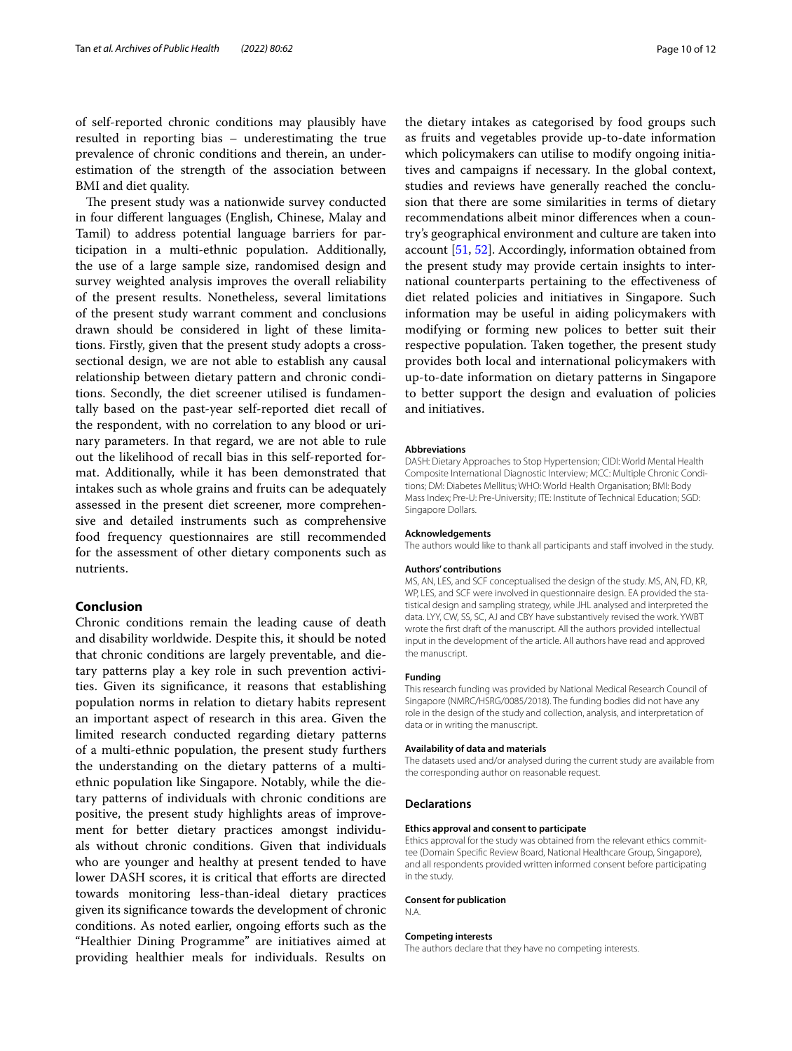of self-reported chronic conditions may plausibly have resulted in reporting bias – underestimating the true prevalence of chronic conditions and therein, an underestimation of the strength of the association between BMI and diet quality.

The present study was a nationwide survey conducted in four different languages (English, Chinese, Malay and Tamil) to address potential language barriers for participation in a multi-ethnic population. Additionally, the use of a large sample size, randomised design and survey weighted analysis improves the overall reliability of the present results. Nonetheless, several limitations of the present study warrant comment and conclusions drawn should be considered in light of these limitations. Firstly, given that the present study adopts a cross-sectional design, we are not able to establish any causal relationship between dietary pattern and chronic conditions. Secondly, the diet screener utilised is fundamentally based on the past-year self-reported diet recall of the respondent, with no correlation to any blood or urinary parameters. In that regard, we are not able to rule out the likelihood of recall bias in this self-reported format. Additionally, while it has been demonstrated that intakes such as whole grains and fruits can be adequately assessed in the present diet screener, more comprehensive and detailed instruments such as comprehensive food frequency questionnaires are still recommended for the assessment of other dietary components such as nutrients.

## Conclusion

Chronic conditions remain the leading cause of death and disability worldwide. Despite this, it should be noted that chronic conditions are largely preventable, and dietary patterns play a key role in such prevention activities. Given its significance, it reasons that establishing population norms in relation to dietary habits represent an important aspect of research in this area. Given the limited research conducted regarding dietary patterns of a multi-ethnic population, the present study furthers the understanding on the dietary patterns of a multi-ethnic population like Singapore. Notably, while the dietary patterns of individuals with chronic conditions are positive, the present study highlights areas of improvement for better dietary practices amongst individuals without chronic conditions. Given that individuals who are younger and healthy at present tended to have lower DASH scores, it is critical that efforts are directed towards monitoring less-than-ideal dietary practices given its significance towards the development of chronic conditions. As noted earlier, ongoing efforts such as the "Healthier Dining Programme" are initiatives aimed at providing healthier meals for individuals. Results on the dietary intakes as categorised by food groups such as fruits and vegetables provide up-to-date information which policymakers can utilise to modify ongoing initiatives and campaigns if necessary. In the global context, studies and reviews have generally reached the conclusion that there are some similarities in terms of dietary recommendations albeit minor differences when a country's geographical environment and culture are taken into account [51, 52]. Accordingly, information obtained from the present study may provide certain insights to international counterparts pertaining to the effectiveness of diet related policies and initiatives in Singapore. Such information may be useful in aiding policymakers with modifying or forming new polices to better suit their respective population. Taken together, the present study provides both local and international policymakers with up-to-date information on dietary patterns in Singapore to better support the design and evaluation of policies and initiatives.

#### Abbreviations

DASH: Dietary Approaches to Stop Hypertension; CIDI: World Mental Health Composite International Diagnostic Interview; MCC: Multiple Chronic Conditions; DM: Diabetes Mellitus; WHO: World Health Organisation; BMI: Body Mass Index; Pre-U: Pre-University; ITE: Institute of Technical Education; SGD: Singapore Dollars.

#### Acknowledgements

The authors would like to thank all participants and staff involved in the study.

#### Authors' contributions

MS, AN, LES, and SCF conceptualised the design of the study. MS, AN, FD, KR, WP, LES, and SCF were involved in questionnaire design. EA provided the statistical design and sampling strategy, while JHL analysed and interpreted the data. LYY, CW, SS, SC, AJ and CBY have substantively revised the work. YWBT wrote the first draft of the manuscript. All the authors provided intellectual input in the development of the article. All authors have read and approved the manuscript.

#### Funding

This research funding was provided by National Medical Research Council of Singapore (NMRC/HSRG/0085/2018). The funding bodies did not have any role in the design of the study and collection, analysis, and interpretation of data or in writing the manuscript.

#### Availability of data and materials

The datasets used and/or analysed during the current study are available from the corresponding author on reasonable request.

### Declarations

#### Ethics approval and consent to participate

Ethics approval for the study was obtained from the relevant ethics committee (Domain Specific Review Board, National Healthcare Group, Singapore), and all respondents provided written informed consent before participating in the study.

#### Consent for publication

N.A.

#### Competing interests

The authors declare that they have no competing interests.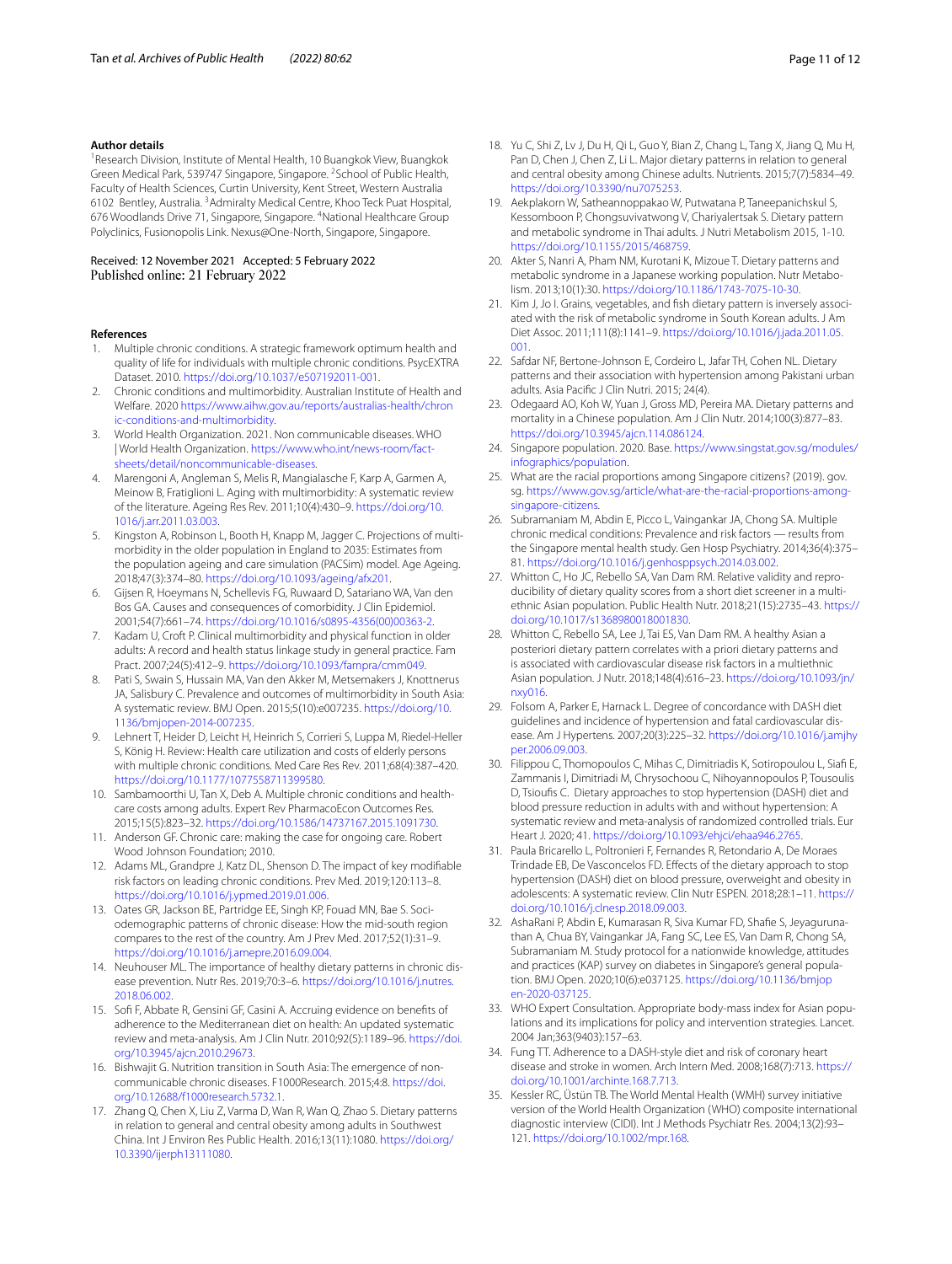**Author details**

[1]Research Division, Institute of Mental Health, 10 Buangkok View, Buangkok Green Medical Park, 539747 Singapore, Singapore. [2]School of Public Health, Faculty of Health Sciences, Curtin University, Kent Street, Western Australia 6102 Bentley, Australia. [3]Admiralty Medical Centre, Khoo Teck Puat Hospital, 676 Woodlands Drive 71, Singapore, Singapore. [4]National Healthcare Group Polyclinics, Fusionopolis Link. Nexus@One-North, Singapore, Singapore.

Received: 12 November 2021 Accepted: 5 February 2022
Published online: 21 February 2022

**References**

1. Multiple chronic conditions. A strategic framework optimum health and quality of life for individuals with multiple chronic conditions. PsycEXTRA Dataset. 2010. https://doi.org/10.1037/e507192011-001.
2. Chronic conditions and multimorbidity. Australian Institute of Health and Welfare. 2020 https://www.aihw.gov.au/reports/australias-health/chronic-conditions-and-multimorbidity.
3. World Health Organization. 2021. Non communicable diseases. WHO |World Health Organization. https://www.who.int/news-room/fact-sheets/detail/noncommunicable-diseases.
4. Marengoni A, Angleman S, Melis R, Mangialasche F, Karp A, Garmen A, Meinow B, Fratiglioni L. Aging with multimorbidity: A systematic review of the literature. Ageing Res Rev. 2011;10(4):430–9. https://doi.org/10.1016/j.arr.2011.03.003.
5. Kingston A, Robinson L, Booth H, Knapp M, Jagger C. Projections of multi-morbidity in the older population in England to 2035: Estimates from the population ageing and care simulation (PACSim) model. Age Ageing. 2018;47(3):374–80. https://doi.org/10.1093/ageing/afx201.
6. Gijsen R, Hoeymans N, Schellevis FG, Ruwaard D, Satariano WA, Van den Bos GA. Causes and consequences of comorbidity. J Clin Epidemiol. 2001;54(7):661–74. https://doi.org/10.1016/s0895-4356(00)00363-2.
7. Kadam U, Croft P. Clinical multimorbidity and physical function in older adults: A record and health status linkage study in general practice. Fam Pract. 2007;24(5):412–9. https://doi.org/10.1093/fampra/cmm049.
8. Pati S, Swain S, Hussain MA, Van den Akker M, Metsemakers J, Knottnerus JA, Salisbury C. Prevalence and outcomes of multimorbidity in South Asia: A systematic review. BMJ Open. 2015;5(10):e007235. https://doi.org/10.1136/bmjopen-2014-007235.
9. Lehnert T, Heider D, Leicht H, Heinrich S, Corrieri S, Luppa M, Riedel-Heller S, König H. Review: Health care utilization and costs of elderly persons with multiple chronic conditions. Med Care Res Rev. 2011;68(4):387–420. https://doi.org/10.1177/1077558711399580.
10. Sambamoorthi U, Tan X, Deb A. Multiple chronic conditions and healthcare costs among adults. Expert Rev PharmacoEcon Outcomes Res. 2015;15(5):823–32. https://doi.org/10.1586/14737167.2015.1091730.
11. Anderson GF. Chronic care: making the case for ongoing care. Robert Wood Johnson Foundation; 2010.
12. Adams ML, Grandpre J, Katz DL, Shenson D. The impact of key modifiable risk factors on leading chronic conditions. Prev Med. 2019;120:113–8. https://doi.org/10.1016/j.ypmed.2019.01.006.
13. Oates GR, Jackson BE, Partridge EE, Singh KP, Fouad MN, Bae S. Sociodemographic patterns of chronic disease: How the mid-south region compares to the rest of the country. Am J Prev Med. 2017;52(1):31–9. https://doi.org/10.1016/j.amepre.2016.09.004.
14. Neuhouser ML. The importance of healthy dietary patterns in chronic disease prevention. Nutr Res. 2019;70:3–6. https://doi.org/10.1016/j.nutres.2018.06.002.
15. Sofi F, Abbate R, Gensini GF, Casini A. Accruing evidence on benefits of adherence to the Mediterranean diet on health: An updated systematic review and meta-analysis. Am J Clin Nutr. 2010;92(5):1189–96. https://doi.org/10.3945/ajcn.2010.29673.
16. Bishwajit G. Nutrition transition in South Asia: The emergence of non-communicable chronic diseases. F1000Research. 2015;4:8. https://doi.org/10.12688/f1000research.5732.1.
17. Zhang Q, Chen X, Liu Z, Varma D, Wan R, Wan Q, Zhao S. Dietary patterns in relation to general and central obesity among adults in Southwest China. Int J Environ Res Public Health. 2016;13(11):1080. https://doi.org/10.3390/ijerph13111080.
18. Yu C, Shi Z, Lv J, Du H, Qi L, Guo Y, Bian Z, Chang L, Tang X, Jiang Q, Mu H, Pan D, Chen J, Chen Z, Li L. Major dietary patterns in relation to general and central obesity among Chinese adults. Nutrients. 2015;7(7):5834–49. https://doi.org/10.3390/nu7075253.
19. Aekplakorn W, Satheannoppakao W, Putwatana P, Taneepanichskul S, Kessomboon P, Chongsuvivatwong V, Chariyalertsak S. Dietary pattern and metabolic syndrome in Thai adults. J Nutri Metabolism 2015, 1-10. https://doi.org/10.1155/2015/468759.
20. Akter S, Nanri A, Pham NM, Kurotani K, Mizoue T. Dietary patterns and metabolic syndrome in a Japanese working population. Nutr Metabolism. 2013;10(1):30. https://doi.org/10.1186/1743-7075-10-30.
21. Kim J, Jo I. Grains, vegetables, and fish dietary pattern is inversely associated with the risk of metabolic syndrome in South Korean adults. J Am Diet Assoc. 2011;111(8):1141–9. https://doi.org/10.1016/j.jada.2011.05.001.
22. Safdar NF, Bertone-Johnson E, Cordeiro L, Jafar TH, Cohen NL. Dietary patterns and their association with hypertension among Pakistani urban adults. Asia Pacific J Clin Nutri. 2015; 24(4).
23. Odegaard AO, Koh WP, Yuan J, Gross MD, Pereira MA. Dietary patterns and mortality in a Chinese population. Am J Clin Nutr. 2014;100(3):877–83. https://doi.org/10.3945/ajcn.114.086124.
24. Singapore population. 2020. Base. https://www.singstat.gov.sg/modules/infographics/population.
25. What are the racial proportions among Singapore citizens? (2019). gov.sg. https://www.gov.sg/article/what-are-the-racial-proportions-among-singapore-citizens.
26. Subramaniam M, Abdin E, Picco L, Vaingankar JA, Chong SA. Multiple chronic medical conditions: Prevalence and risk factors — results from the Singapore mental health study. Gen Hosp Psychiatry. 2014;36(4):375–81. https://doi.org/10.1016/j.genhosppsych.2014.03.002.
27. Whitton C, Ho JC, Rebello SA, Van Dam RM. Relative validity and reproducibility of dietary quality scores from a short diet screener in a multi-ethnic Asian population. Public Health Nutr. 2018;21(15):2735–43. https://doi.org/10.1017/s1368980018001830.
28. Whitton C, Rebello SA, Lee J, Tai ES, Van Dam RM. A healthy Asian a posteriori dietary pattern correlates with a priori dietary patterns and is associated with cardiovascular disease risk factors in a multiethnic Asian population. J Nutr. 2018;148(4):616–23. https://doi.org/10.1093/jn/nxy016.
29. Folsom A, Parker E, Harnack L. Degree of concordance with DASH diet guidelines and incidence of hypertension and fatal cardiovascular disease. Am J Hypertens. 2007;20(3):225–32. https://doi.org/10.1016/j.amjhyper.2006.09.003.
30. Filippou C, Thomopoulos C, Mihas C, Dimitriadis K, Sotiropoulou L, Siafi E, Zammanis I, Dimitriadi M, Chrysochoou C, Nihoyannopoulos P, Tousoulis D, Tsioufis C. Dietary approaches to stop hypertension (DASH) diet and blood pressure reduction in adults with and without hypertension: A systematic review and meta-analysis of randomized controlled trials. Eur Heart J. 2020; 41. https://doi.org/10.1093/ehjci/ehaa946.2765.
31. Paula Bricarello L, Poltronieri F, Fernandes R, Retondario A, De Moraes Trindade EB, De Vasconcelos FD. Effects of the dietary approach to stop hypertension (DASH) diet on blood pressure, overweight and obesity in adolescents: A systematic review. Clin Nutr ESPEN. 2018;28:1–11. https://doi.org/10.1016/j.clnesp.2018.09.003.
32. AshaRani P, Abdin E, Kumarasan R, Siva Kumar FD, Shafie S, Jeyagurunathan A, Chua BY, Vaingankar JA, Fang SC, Lee ES, Van Dam R, Chong SA, Subramaniam M. Study protocol for a nationwide knowledge, attitudes and practices (KAP) survey on diabetes in Singapore's general population. BMJ Open. 2020;10(6):e037125. https://doi.org/10.1136/bmjopen-2020-037125.
33. WHO Expert Consultation. Appropriate body-mass index for Asian populations and its implications for policy and intervention strategies. Lancet. 2004 Jan;363(9403):157–63.
34. Fung TT. Adherence to a DASH-style diet and risk of coronary heart disease and stroke in women. Arch Intern Med. 2008;168(7):713. https://doi.org/10.1001/archinte.168.7.713.
35. Kessler RC, Üstün TB. The World Mental Health (WMH) survey initiative version of the World Health Organization (WHO) composite international diagnostic interview (CIDI). Int J Methods Psychiatr Res. 2004;13(2):93–121. https://doi.org/10.1002/mpr.168.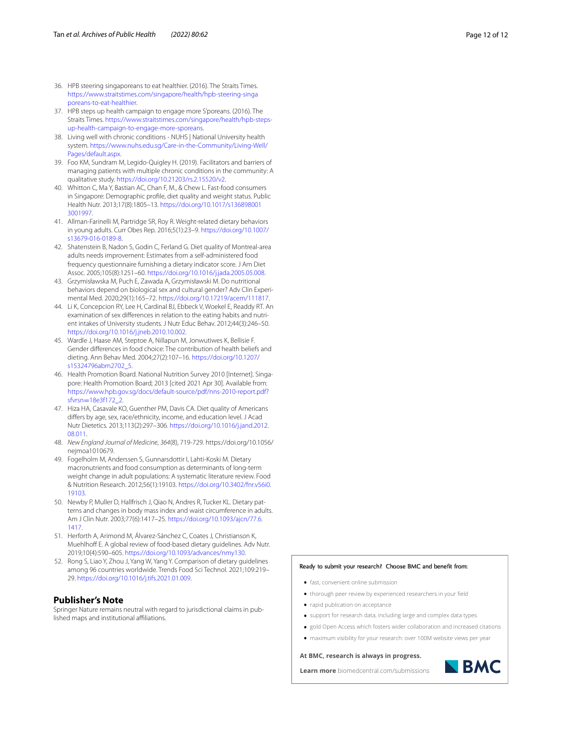36. HPB steering singaporeans to eat healthier. (2016). The Straits Times. https://www.straitstimes.com/singapore/health/hpb-steering-singaporeans-to-eat-healthier.
37. HPB steps up health campaign to engage more S'poreans. (2016). The Straits Times. https://www.straitstimes.com/singapore/health/hpb-steps-up-health-campaign-to-engage-more-sporeans.
38. Living well with chronic conditions - NUHS | National University health system. https://www.nuhs.edu.sg/Care-in-the-Community/Living-Well/Pages/default.aspx.
39. Foo KM, Sundram M, Legido-Quigley H. (2019). Facilitators and barriers of managing patients with multiple chronic conditions in the community: A qualitative study. https://doi.org/10.21203/rs.2.15520/v2.
40. Whitton C, Ma Y, Bastian AC, Chan F, M., & Chew L. Fast-food consumers in Singapore: Demographic profile, diet quality and weight status. Public Health Nutr. 2013;17(8):1805–13. https://doi.org/10.1017/s1368980013001997.
41. Allman-Farinelli M, Partridge SR, Roy R. Weight-related dietary behaviors in young adults. Curr Obes Rep. 2016;5(1):23–9. https://doi.org/10.1007/s13679-016-0189-8.
42. Shatenstein B, Nadon S, Godin C, Ferland G. Diet quality of Montreal-area adults needs improvement: Estimates from a self-administered food frequency questionnaire furnishing a dietary indicator score. J Am Diet Assoc. 2005;105(8):1251–60. https://doi.org/10.1016/j.jada.2005.05.008.
43. Grzymisławska M, Puch E, Zawada A, Grzymisławski M. Do nutritional behaviors depend on biological sex and cultural gender? Adv Clin Experimental Med. 2020;29(1):165–72. https://doi.org/10.17219/acem/111817.
44. Li K, Concepcion RY, Lee H, Cardinal BJ, Ebbeck V, Woekel E, Readdy RT. An examination of sex differences in relation to the eating habits and nutrient intakes of University students. J Nutr Educ Behav. 2012;44(3):246–50. https://doi.org/10.1016/j.jneb.2010.10.002.
45. Wardle J, Haase AM, Steptoe A, Nillapun M, Jonwutiwes K, Bellisie F. Gender differences in food choice: The contribution of health beliefs and dieting. Ann Behav Med. 2004;27(2):107–16. https://doi.org/10.1207/s15324796abm2702_5.
46. Health Promotion Board. National Nutrition Survey 2010 [Internet]. Singapore: Health Promotion Board; 2013 [cited 2021 Apr 30]. Available from: https://www.hpb.gov.sg/docs/default-source/pdf/nns-2010-report.pdf?sfvrsn=18e3f172_2.
47. Hiza HA, Casavale KO, Guenther PM, Davis CA. Diet quality of Americans differs by age, sex, race/ethnicity, income, and education level. J Acad Nutr Dietetics. 2013;113(2):297–306. https://doi.org/10.1016/j.jand.2012.08.011.
48. *New England Journal of Medicine*, *364*(8), 719-729. https://doi.org/10.1056/nejmoa1010679.
49. Fogelholm M, Anderssen S, Gunnarsdottir I, Lahti-Koski M. Dietary macronutrients and food consumption as determinants of long-term weight change in adult populations: A systematic literature review. Food & Nutrition Research. 2012;56(1):19103. https://doi.org/10.3402/fnr.v56i0.19103.
50. Newby P, Muller D, Hallfrisch J, Qiao N, Andres R, Tucker KL. Dietary patterns and changes in body mass index and waist circumference in adults. Am J Clin Nutr. 2003;77(6):1417–25. https://doi.org/10.1093/ajcn/77.6.1417.
51. Herforth A, Arimond M, Álvarez-Sánchez C, Coates J, Christianson K, Muehlhoff E. A global review of food-based dietary guidelines. Adv Nutr. 2019;10(4):590–605. https://doi.org/10.1093/advances/nmy130.
52. Rong S, Liao Y, Zhou J, Yang W, Yang Y. Comparison of dietary guidelines among 96 countries worldwide. Trends Food Sci Technol. 2021;109:219–29. https://doi.org/10.1016/j.tifs.2021.01.009.

## Publisher's Note

Springer Nature remains neutral with regard to jurisdictional claims in published maps and institutional affiliations.

Ready to submit your research? Choose BMC and benefit from:

- fast, convenient online submission
- thorough peer review by experienced researchers in your field
- rapid publication on acceptance
- support for research data, including large and complex data types
- gold Open Access which fosters wider collaboration and increased citations
- maximum visibility for your research: over 100M website views per year

**At BMC, research is always in progress.**

**Learn more** biomedcentral.com/submissions

BMC